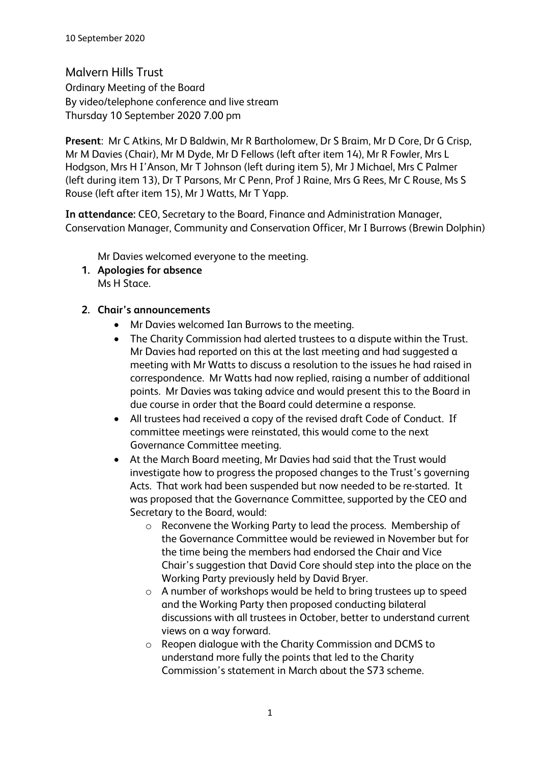10 September 2020

# Malvern Hills Trust

Ordinary Meeting of the Board
By video/telephone conference and live stream
Thursday 10 September 2020 7.00 pm

**Present**: Mr C Atkins, Mr D Baldwin, Mr R Bartholomew, Dr S Braim, Mr D Core, Dr G Crisp, Mr M Davies (Chair), Mr M Dyde, Mr D Fellows (left after item 14), Mr R Fowler, Mrs L Hodgson, Mrs H I'Anson, Mr T Johnson (left during item 5), Mr J Michael, Mrs C Palmer (left during item 13), Dr T Parsons, Mr C Penn, Prof J Raine, Mrs G Rees, Mr C Rouse, Ms S Rouse (left after item 15), Mr J Watts, Mr T Yapp.

**In attendance:** CEO, Secretary to the Board, Finance and Administration Manager, Conservation Manager, Community and Conservation Officer, Mr I Burrows (Brewin Dolphin)

Mr Davies welcomed everyone to the meeting.

1. **Apologies for absence**
   Ms H Stace.

2. **Chair's announcements**
   - Mr Davies welcomed Ian Burrows to the meeting.
   - The Charity Commission had alerted trustees to a dispute within the Trust. Mr Davies had reported on this at the last meeting and had suggested a meeting with Mr Watts to discuss a resolution to the issues he had raised in correspondence. Mr Watts had now replied, raising a number of additional points. Mr Davies was taking advice and would present this to the Board in due course in order that the Board could determine a response.
   - All trustees had received a copy of the revised draft Code of Conduct. If committee meetings were reinstated, this would come to the next Governance Committee meeting.
   - At the March Board meeting, Mr Davies had said that the Trust would investigate how to progress the proposed changes to the Trust's governing Acts. That work had been suspended but now needed to be re-started. It was proposed that the Governance Committee, supported by the CEO and Secretary to the Board, would:
     - Reconvene the Working Party to lead the process. Membership of the Governance Committee would be reviewed in November but for the time being the members had endorsed the Chair and Vice Chair's suggestion that David Core should step into the place on the Working Party previously held by David Bryer.
     - A number of workshops would be held to bring trustees up to speed and the Working Party then proposed conducting bilateral discussions with all trustees in October, better to understand current views on a way forward.
     - Reopen dialogue with the Charity Commission and DCMS to understand more fully the points that led to the Charity Commission's statement in March about the S73 scheme.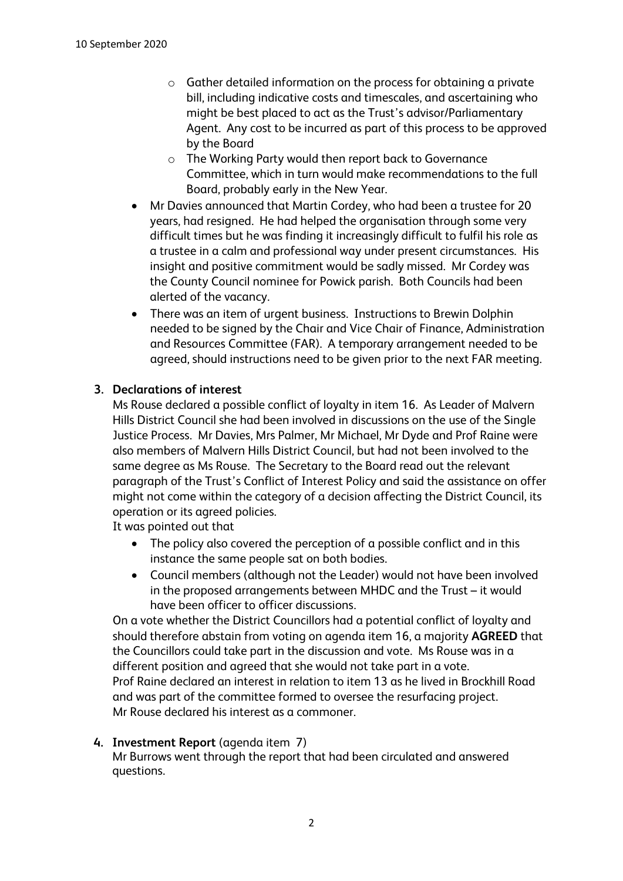- Gather detailed information on the process for obtaining a private bill, including indicative costs and timescales, and ascertaining who might be best placed to act as the Trust's advisor/Parliamentary Agent. Any cost to be incurred as part of this process to be approved by the Board
    - The Working Party would then report back to Governance Committee, which in turn would make recommendations to the full Board, probably early in the New Year.
- Mr Davies announced that Martin Cordey, who had been a trustee for 20 years, had resigned. He had helped the organisation through some very difficult times but he was finding it increasingly difficult to fulfil his role as a trustee in a calm and professional way under present circumstances. His insight and positive commitment would be sadly missed. Mr Cordey was the County Council nominee for Powick parish. Both Councils had been alerted of the vacancy.
- There was an item of urgent business. Instructions to Brewin Dolphin needed to be signed by the Chair and Vice Chair of Finance, Administration and Resources Committee (FAR). A temporary arrangement needed to be agreed, should instructions need to be given prior to the next FAR meeting.

**3. Declarations of interest**

Ms Rouse declared a possible conflict of loyalty in item 16. As Leader of Malvern Hills District Council she had been involved in discussions on the use of the Single Justice Process. Mr Davies, Mrs Palmer, Mr Michael, Mr Dyde and Prof Raine were also members of Malvern Hills District Council, but had not been involved to the same degree as Ms Rouse. The Secretary to the Board read out the relevant paragraph of the Trust's Conflict of Interest Policy and said the assistance on offer might not come within the category of a decision affecting the District Council, its operation or its agreed policies.

It was pointed out that

- The policy also covered the perception of a possible conflict and in this instance the same people sat on both bodies.
- Council members (although not the Leader) would not have been involved in the proposed arrangements between MHDC and the Trust – it would have been officer to officer discussions.

On a vote whether the District Councillors had a potential conflict of loyalty and should therefore abstain from voting on agenda item 16, a majority **AGREED** that the Councillors could take part in the discussion and vote. Ms Rouse was in a different position and agreed that she would not take part in a vote.

Prof Raine declared an interest in relation to item 13 as he lived in Brockhill Road and was part of the committee formed to oversee the resurfacing project.

Mr Rouse declared his interest as a commoner.

**4. Investment Report** (agenda item 7)

Mr Burrows went through the report that had been circulated and answered questions.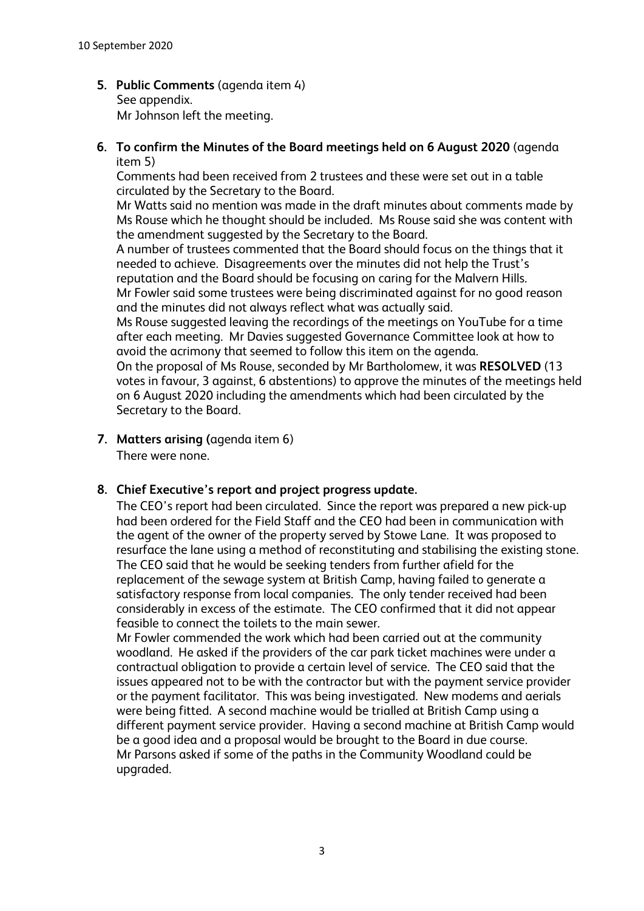5. **Public Comments** (agenda item 4)
   See appendix.
   Mr Johnson left the meeting.

6. **To confirm the Minutes of the Board meetings held on 6 August 2020** (agenda item 5)
   Comments had been received from 2 trustees and these were set out in a table circulated by the Secretary to the Board.
   Mr Watts said no mention was made in the draft minutes about comments made by Ms Rouse which he thought should be included. Ms Rouse said she was content with the amendment suggested by the Secretary to the Board.
   A number of trustees commented that the Board should focus on the things that it needed to achieve. Disagreements over the minutes did not help the Trust's reputation and the Board should be focusing on caring for the Malvern Hills.
   Mr Fowler said some trustees were being discriminated against for no good reason and the minutes did not always reflect what was actually said.
   Ms Rouse suggested leaving the recordings of the meetings on YouTube for a time after each meeting. Mr Davies suggested Governance Committee look at how to avoid the acrimony that seemed to follow this item on the agenda.
   On the proposal of Ms Rouse, seconded by Mr Bartholomew, it was **RESOLVED** (13 votes in favour, 3 against, 6 abstentions) to approve the minutes of the meetings held on 6 August 2020 including the amendments which had been circulated by the Secretary to the Board.

7. **Matters arising (**agenda item 6)
   There were none.

8. **Chief Executive's report and project progress update.**
   The CEO's report had been circulated. Since the report was prepared a new pick-up had been ordered for the Field Staff and the CEO had been in communication with the agent of the owner of the property served by Stowe Lane. It was proposed to resurface the lane using a method of reconstituting and stabilising the existing stone. The CEO said that he would be seeking tenders from further afield for the replacement of the sewage system at British Camp, having failed to generate a satisfactory response from local companies. The only tender received had been considerably in excess of the estimate. The CEO confirmed that it did not appear feasible to connect the toilets to the main sewer.
   Mr Fowler commended the work which had been carried out at the community woodland. He asked if the providers of the car park ticket machines were under a contractual obligation to provide a certain level of service. The CEO said that the issues appeared not to be with the contractor but with the payment service provider or the payment facilitator. This was being investigated. New modems and aerials were being fitted. A second machine would be trialled at British Camp using a different payment service provider. Having a second machine at British Camp would be a good idea and a proposal would be brought to the Board in due course.
   Mr Parsons asked if some of the paths in the Community Woodland could be upgraded.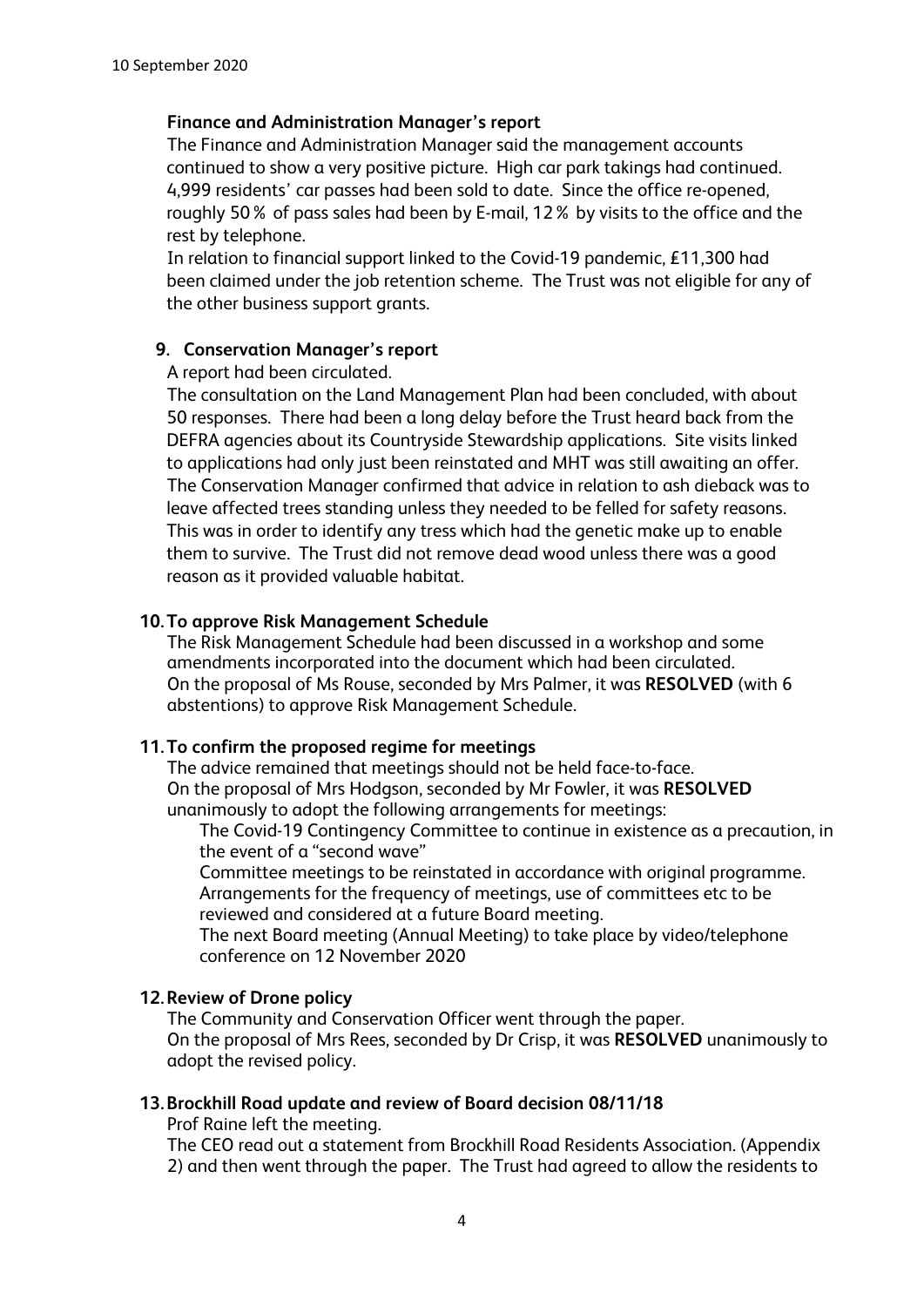**Finance and Administration Manager's report**

The Finance and Administration Manager said the management accounts continued to show a very positive picture. High car park takings had continued. 4,999 residents' car passes had been sold to date. Since the office re-opened, roughly 50 % of pass sales had been by E-mail, 12 % by visits to the office and the rest by telephone.

In relation to financial support linked to the Covid-19 pandemic, £11,300 had been claimed under the job retention scheme. The Trust was not eligible for any of the other business support grants.

**9. Conservation Manager's report**

A report had been circulated.

The consultation on the Land Management Plan had been concluded, with about 50 responses. There had been a long delay before the Trust heard back from the DEFRA agencies about its Countryside Stewardship applications. Site visits linked to applications had only just been reinstated and MHT was still awaiting an offer. The Conservation Manager confirmed that advice in relation to ash dieback was to leave affected trees standing unless they needed to be felled for safety reasons. This was in order to identify any tress which had the genetic make up to enable them to survive. The Trust did not remove dead wood unless there was a good reason as it provided valuable habitat.

**10. To approve Risk Management Schedule**

The Risk Management Schedule had been discussed in a workshop and some amendments incorporated into the document which had been circulated.

On the proposal of Ms Rouse, seconded by Mrs Palmer, it was **RESOLVED** (with 6 abstentions) to approve Risk Management Schedule.

**11. To confirm the proposed regime for meetings**

The advice remained that meetings should not be held face-to-face.

On the proposal of Mrs Hodgson, seconded by Mr Fowler, it was **RESOLVED** unanimously to adopt the following arrangements for meetings:

The Covid-19 Contingency Committee to continue in existence as a precaution, in the event of a "second wave"

Committee meetings to be reinstated in accordance with original programme. Arrangements for the frequency of meetings, use of committees etc to be reviewed and considered at a future Board meeting.

The next Board meeting (Annual Meeting) to take place by video/telephone conference on 12 November 2020

**12. Review of Drone policy**

The Community and Conservation Officer went through the paper.

On the proposal of Mrs Rees, seconded by Dr Crisp, it was **RESOLVED** unanimously to adopt the revised policy.

**13. Brockhill Road update and review of Board decision 08/11/18**

Prof Raine left the meeting.

The CEO read out a statement from Brockhill Road Residents Association. (Appendix 2) and then went through the paper. The Trust had agreed to allow the residents to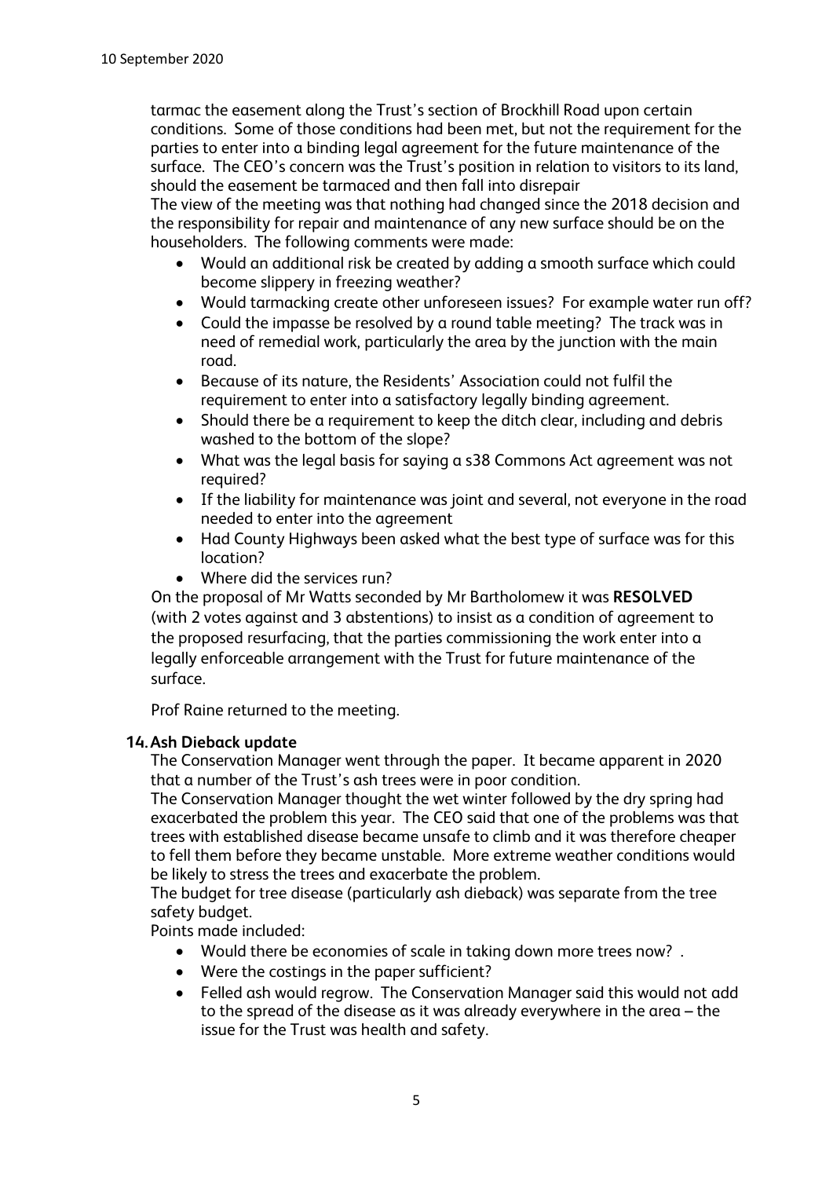tarmac the easement along the Trust's section of Brockhill Road upon certain conditions. Some of those conditions had been met, but not the requirement for the parties to enter into a binding legal agreement for the future maintenance of the surface. The CEO's concern was the Trust's position in relation to visitors to its land, should the easement be tarmaced and then fall into disrepair

The view of the meeting was that nothing had changed since the 2018 decision and the responsibility for repair and maintenance of any new surface should be on the householders. The following comments were made:

- Would an additional risk be created by adding a smooth surface which could become slippery in freezing weather?
- Would tarmacking create other unforeseen issues? For example water run off?
- Could the impasse be resolved by a round table meeting? The track was in need of remedial work, particularly the area by the junction with the main road.
- Because of its nature, the Residents' Association could not fulfil the requirement to enter into a satisfactory legally binding agreement.
- Should there be a requirement to keep the ditch clear, including and debris washed to the bottom of the slope?
- What was the legal basis for saying a s38 Commons Act agreement was not required?
- If the liability for maintenance was joint and several, not everyone in the road needed to enter into the agreement
- Had County Highways been asked what the best type of surface was for this location?
- Where did the services run?

On the proposal of Mr Watts seconded by Mr Bartholomew it was **RESOLVED** (with 2 votes against and 3 abstentions) to insist as a condition of agreement to the proposed resurfacing, that the parties commissioning the work enter into a legally enforceable arrangement with the Trust for future maintenance of the surface.

Prof Raine returned to the meeting.

**14. Ash Dieback update**

The Conservation Manager went through the paper. It became apparent in 2020 that a number of the Trust's ash trees were in poor condition.

The Conservation Manager thought the wet winter followed by the dry spring had exacerbated the problem this year. The CEO said that one of the problems was that trees with established disease became unsafe to climb and it was therefore cheaper to fell them before they became unstable. More extreme weather conditions would be likely to stress the trees and exacerbate the problem.

The budget for tree disease (particularly ash dieback) was separate from the tree safety budget.

Points made included:

- Would there be economies of scale in taking down more trees now? .
- Were the costings in the paper sufficient?
- Felled ash would regrow. The Conservation Manager said this would not add to the spread of the disease as it was already everywhere in the area – the issue for the Trust was health and safety.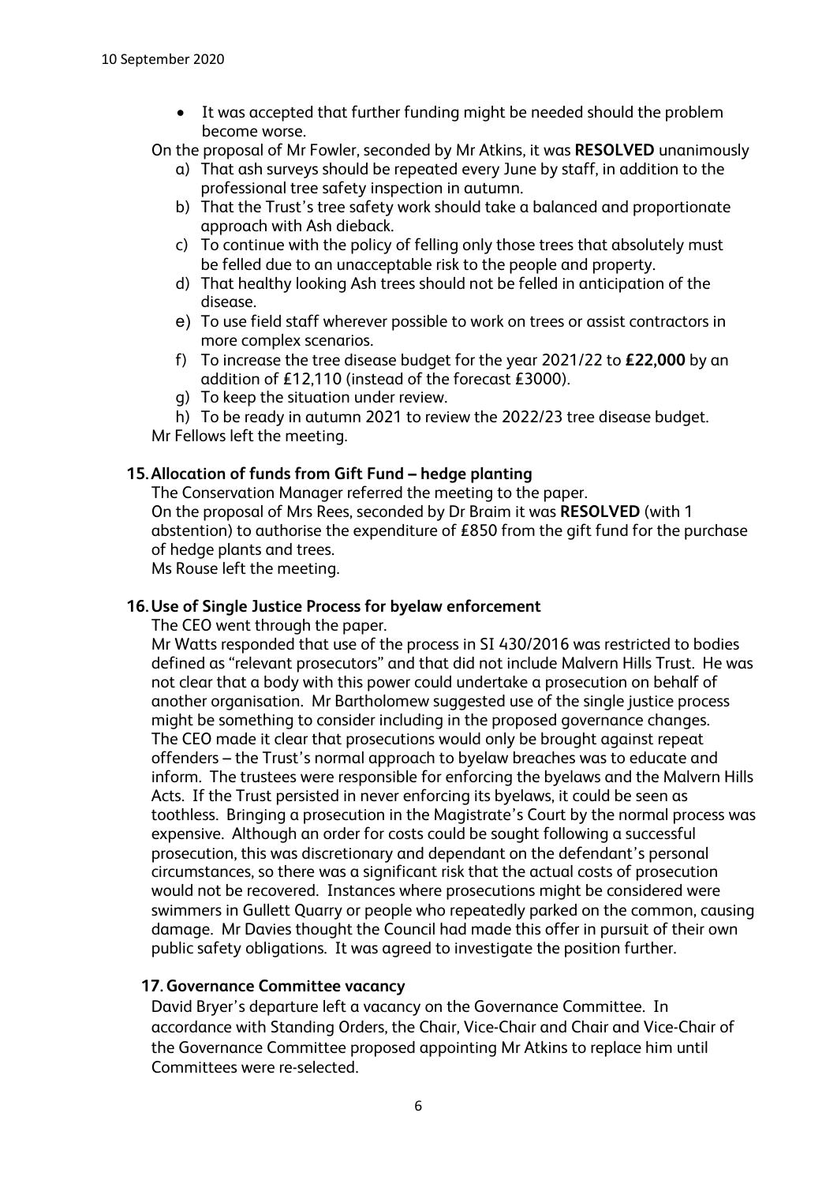- It was accepted that further funding might be needed should the problem become worse.

On the proposal of Mr Fowler, seconded by Mr Atkins, it was **RESOLVED** unanimously

a) That ash surveys should be repeated every June by staff, in addition to the professional tree safety inspection in autumn.
b) That the Trust's tree safety work should take a balanced and proportionate approach with Ash dieback.
c) To continue with the policy of felling only those trees that absolutely must be felled due to an unacceptable risk to the people and property.
d) That healthy looking Ash trees should not be felled in anticipation of the disease.
e) To use field staff wherever possible to work on trees or assist contractors in more complex scenarios.
f) To increase the tree disease budget for the year 2021/22 to **£22,000** by an addition of £12,110 (instead of the forecast £3000).
g) To keep the situation under review.
h) To be ready in autumn 2021 to review the 2022/23 tree disease budget.

Mr Fellows left the meeting.

## 15. Allocation of funds from Gift Fund – hedge planting

The Conservation Manager referred the meeting to the paper.

On the proposal of Mrs Rees, seconded by Dr Braim it was **RESOLVED** (with 1 abstention) to authorise the expenditure of £850 from the gift fund for the purchase of hedge plants and trees.

Ms Rouse left the meeting.

## 16. Use of Single Justice Process for byelaw enforcement

The CEO went through the paper.

Mr Watts responded that use of the process in SI 430/2016 was restricted to bodies defined as "relevant prosecutors" and that did not include Malvern Hills Trust. He was not clear that a body with this power could undertake a prosecution on behalf of another organisation. Mr Bartholomew suggested use of the single justice process might be something to consider including in the proposed governance changes. The CEO made it clear that prosecutions would only be brought against repeat offenders – the Trust's normal approach to byelaw breaches was to educate and inform. The trustees were responsible for enforcing the byelaws and the Malvern Hills Acts. If the Trust persisted in never enforcing its byelaws, it could be seen as toothless. Bringing a prosecution in the Magistrate's Court by the normal process was expensive. Although an order for costs could be sought following a successful prosecution, this was discretionary and dependant on the defendant's personal circumstances, so there was a significant risk that the actual costs of prosecution would not be recovered. Instances where prosecutions might be considered were swimmers in Gullett Quarry or people who repeatedly parked on the common, causing damage. Mr Davies thought the Council had made this offer in pursuit of their own public safety obligations. It was agreed to investigate the position further.

## 17. Governance Committee vacancy

David Bryer's departure left a vacancy on the Governance Committee. In accordance with Standing Orders, the Chair, Vice-Chair and Chair and Vice-Chair of the Governance Committee proposed appointing Mr Atkins to replace him until Committees were re-selected.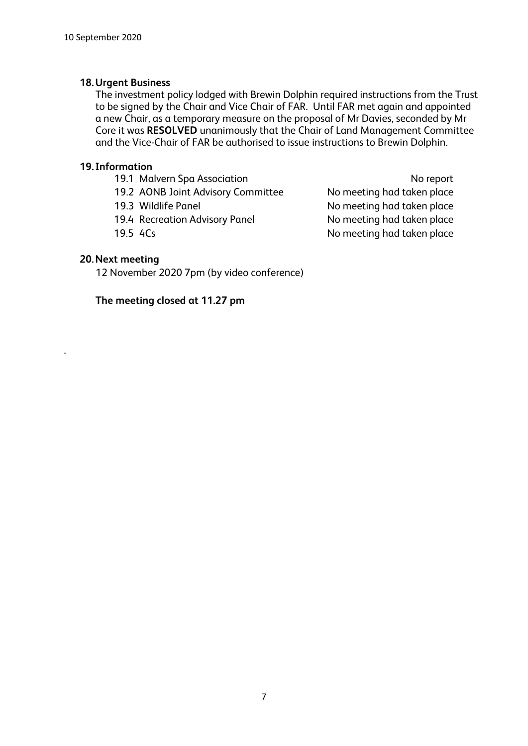## 18. Urgent Business

The investment policy lodged with Brewin Dolphin required instructions from the Trust to be signed by the Chair and Vice Chair of FAR. Until FAR met again and appointed a new Chair, as a temporary measure on the proposal of Mr Davies, seconded by Mr Core it was **RESOLVED** unanimously that the Chair of Land Management Committee and the Vice-Chair of FAR be authorised to issue instructions to Brewin Dolphin.

## 19. Information

| | |
|---|---|
| 19.1 Malvern Spa Association | No report |
| 19.2 AONB Joint Advisory Committee | No meeting had taken place |
| 19.3 Wildlife Panel | No meeting had taken place |
| 19.4 Recreation Advisory Panel | No meeting had taken place |
| 19.5 4Cs | No meeting had taken place |

## 20. Next meeting

12 November 2020 7pm (by video conference)

**The meeting closed at 11.27 pm**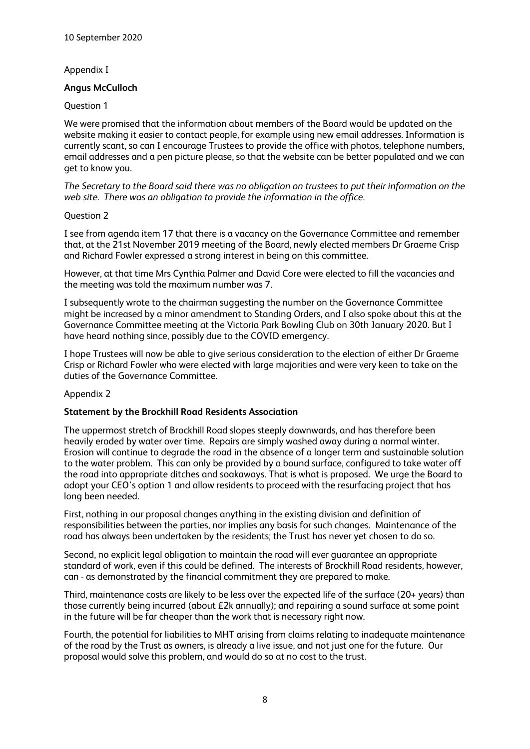10 September 2020

Appendix I

**Angus McCulloch**

Question 1

We were promised that the information about members of the Board would be updated on the website making it easier to contact people, for example using new email addresses. Information is currently scant, so can I encourage Trustees to provide the office with photos, telephone numbers, email addresses and a pen picture please, so that the website can be better populated and we can get to know you.

*The Secretary to the Board said there was no obligation on trustees to put their information on the web site. There was an obligation to provide the information in the office.*

Question 2

I see from agenda item 17 that there is a vacancy on the Governance Committee and remember that, at the 21st November 2019 meeting of the Board, newly elected members Dr Graeme Crisp and Richard Fowler expressed a strong interest in being on this committee.

However, at that time Mrs Cynthia Palmer and David Core were elected to fill the vacancies and the meeting was told the maximum number was 7.

I subsequently wrote to the chairman suggesting the number on the Governance Committee might be increased by a minor amendment to Standing Orders, and I also spoke about this at the Governance Committee meeting at the Victoria Park Bowling Club on 30th January 2020. But I have heard nothing since, possibly due to the COVID emergency.

I hope Trustees will now be able to give serious consideration to the election of either Dr Graeme Crisp or Richard Fowler who were elected with large majorities and were very keen to take on the duties of the Governance Committee.

Appendix 2

**Statement by the Brockhill Road Residents Association**

The uppermost stretch of Brockhill Road slopes steeply downwards, and has therefore been heavily eroded by water over time. Repairs are simply washed away during a normal winter. Erosion will continue to degrade the road in the absence of a longer term and sustainable solution to the water problem. This can only be provided by a bound surface, configured to take water off the road into appropriate ditches and soakaways. That is what is proposed. We urge the Board to adopt your CEO's option 1 and allow residents to proceed with the resurfacing project that has long been needed.

First, nothing in our proposal changes anything in the existing division and definition of responsibilities between the parties, nor implies any basis for such changes. Maintenance of the road has always been undertaken by the residents; the Trust has never yet chosen to do so.

Second, no explicit legal obligation to maintain the road will ever guarantee an appropriate standard of work, even if this could be defined. The interests of Brockhill Road residents, however, can - as demonstrated by the financial commitment they are prepared to make.

Third, maintenance costs are likely to be less over the expected life of the surface (20+ years) than those currently being incurred (about £2k annually); and repairing a sound surface at some point in the future will be far cheaper than the work that is necessary right now.

Fourth, the potential for liabilities to MHT arising from claims relating to inadequate maintenance of the road by the Trust as owners, is already a live issue, and not just one for the future. Our proposal would solve this problem, and would do so at no cost to the trust.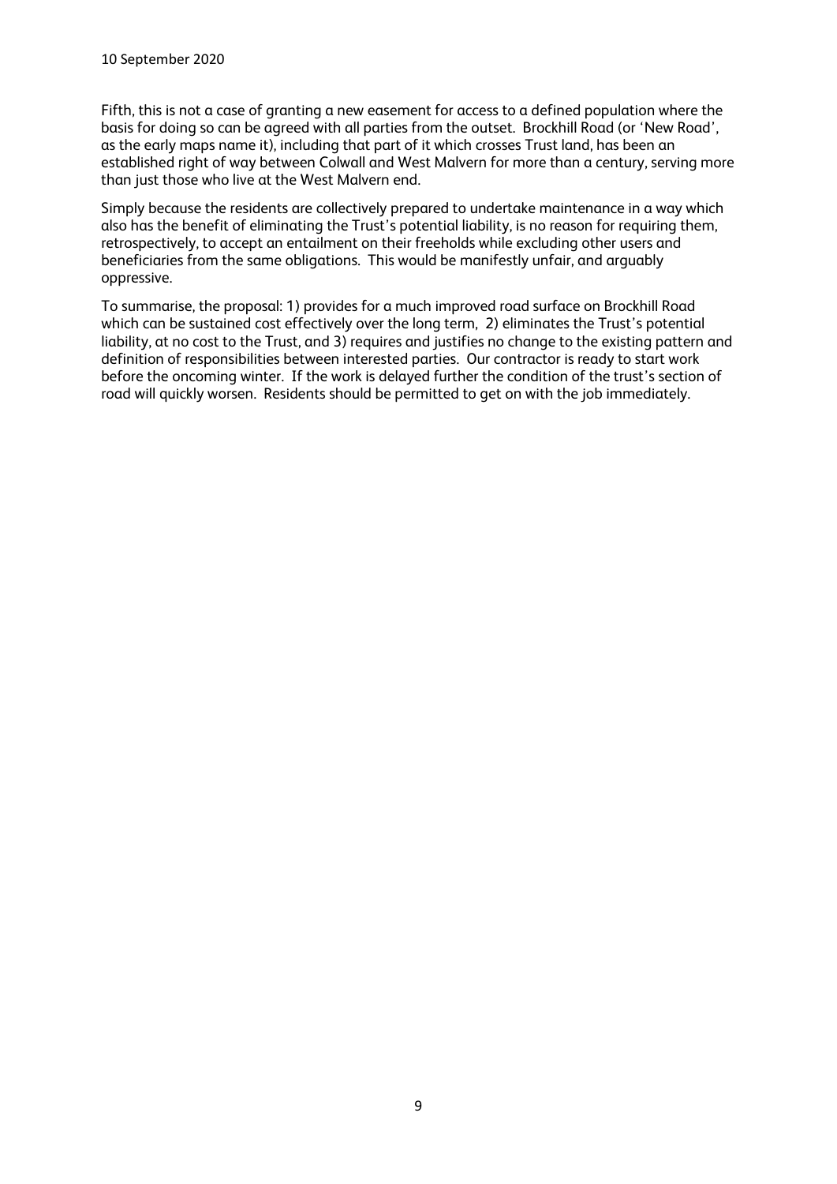10 September 2020

Fifth, this is not a case of granting a new easement for access to a defined population where the basis for doing so can be agreed with all parties from the outset. Brockhill Road (or 'New Road', as the early maps name it), including that part of it which crosses Trust land, has been an established right of way between Colwall and West Malvern for more than a century, serving more than just those who live at the West Malvern end.

Simply because the residents are collectively prepared to undertake maintenance in a way which also has the benefit of eliminating the Trust's potential liability, is no reason for requiring them, retrospectively, to accept an entailment on their freeholds while excluding other users and beneficiaries from the same obligations. This would be manifestly unfair, and arguably oppressive.

To summarise, the proposal: 1) provides for a much improved road surface on Brockhill Road which can be sustained cost effectively over the long term, 2) eliminates the Trust's potential liability, at no cost to the Trust, and 3) requires and justifies no change to the existing pattern and definition of responsibilities between interested parties. Our contractor is ready to start work before the oncoming winter. If the work is delayed further the condition of the trust's section of road will quickly worsen. Residents should be permitted to get on with the job immediately.